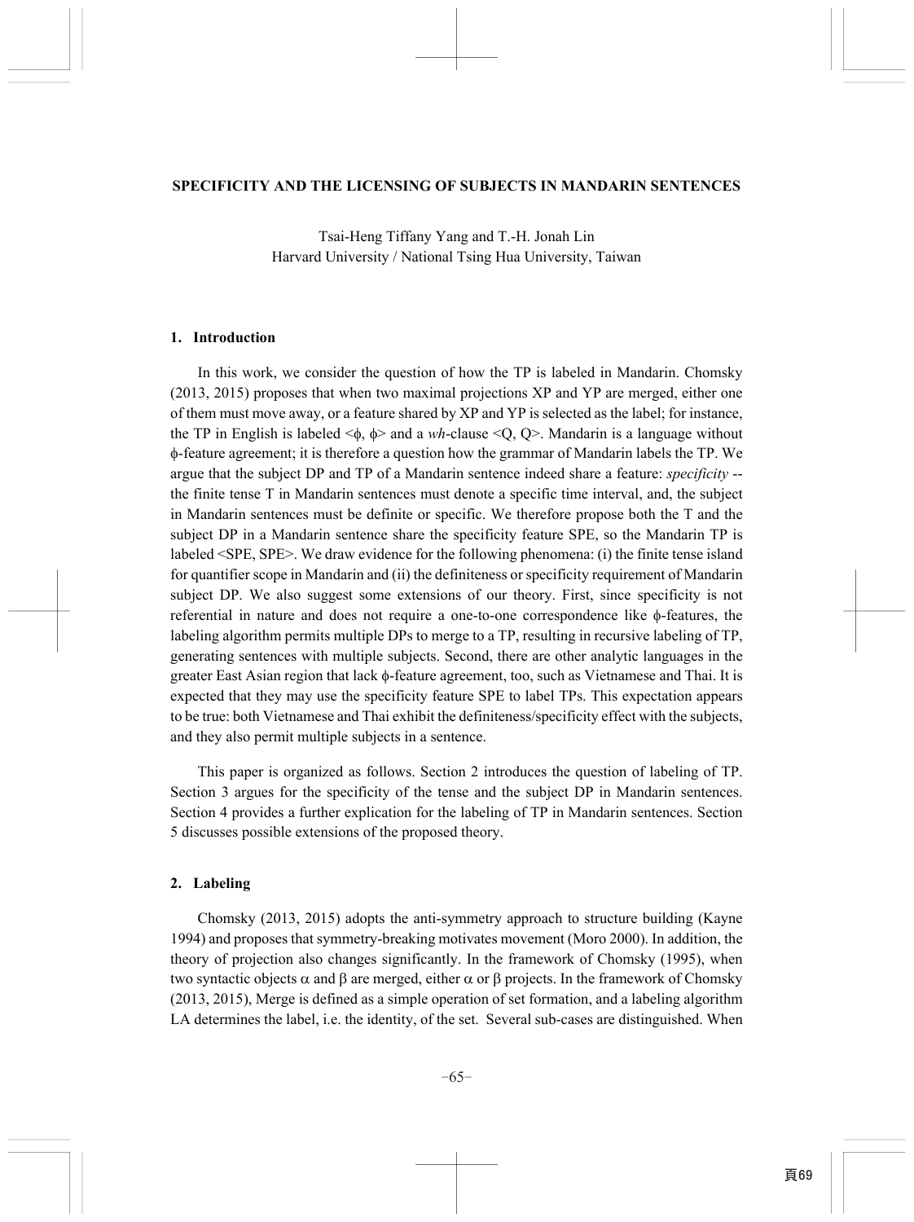# SPECIFICITY AND THE LICENSING OF SUBJECTS IN MANDARIN SENTENCES

Tsai-Heng Tiffany Yang and T.-H. Jonah Lin
Harvard University / National Tsing Hua University, Taiwan

## 1. Introduction

In this work, we consider the question of how the TP is labeled in Mandarin. Chomsky (2013, 2015) proposes that when two maximal projections XP and YP are merged, either one of them must move away, or a feature shared by XP and YP is selected as the label; for instance, the TP in English is labeled <$\phi$, $\phi$> and a *wh*-clause <Q, Q>. Mandarin is a language without $\phi$-feature agreement; it is therefore a question how the grammar of Mandarin labels the TP. We argue that the subject DP and TP of a Mandarin sentence indeed share a feature: *specificity* -- the finite tense T in Mandarin sentences must denote a specific time interval, and, the subject in Mandarin sentences must be definite or specific. We therefore propose both the T and the subject DP in a Mandarin sentence share the specificity feature SPE, so the Mandarin TP is labeled <SPE, SPE>. We draw evidence for the following phenomena: (i) the finite tense island for quantifier scope in Mandarin and (ii) the definiteness or specificity requirement of Mandarin subject DP. We also suggest some extensions of our theory. First, since specificity is not referential in nature and does not require a one-to-one correspondence like $\phi$-features, the labeling algorithm permits multiple DPs to merge to a TP, resulting in recursive labeling of TP, generating sentences with multiple subjects. Second, there are other analytic languages in the greater East Asian region that lack $\phi$-feature agreement, too, such as Vietnamese and Thai. It is expected that they may use the specificity feature SPE to label TPs. This expectation appears to be true: both Vietnamese and Thai exhibit the definiteness/specificity effect with the subjects, and they also permit multiple subjects in a sentence.

This paper is organized as follows. Section 2 introduces the question of labeling of TP. Section 3 argues for the specificity of the tense and the subject DP in Mandarin sentences. Section 4 provides a further explication for the labeling of TP in Mandarin sentences. Section 5 discusses possible extensions of the proposed theory.

## 2. Labeling

Chomsky (2013, 2015) adopts the anti-symmetry approach to structure building (Kayne 1994) and proposes that symmetry-breaking motivates movement (Moro 2000). In addition, the theory of projection also changes significantly. In the framework of Chomsky (1995), when two syntactic objects $\alpha$ and $\beta$ are merged, either $\alpha$ or $\beta$ projects. In the framework of Chomsky (2013, 2015), Merge is defined as a simple operation of set formation, and a labeling algorithm LA determines the label, i.e. the identity, of the set. Several sub-cases are distinguished. When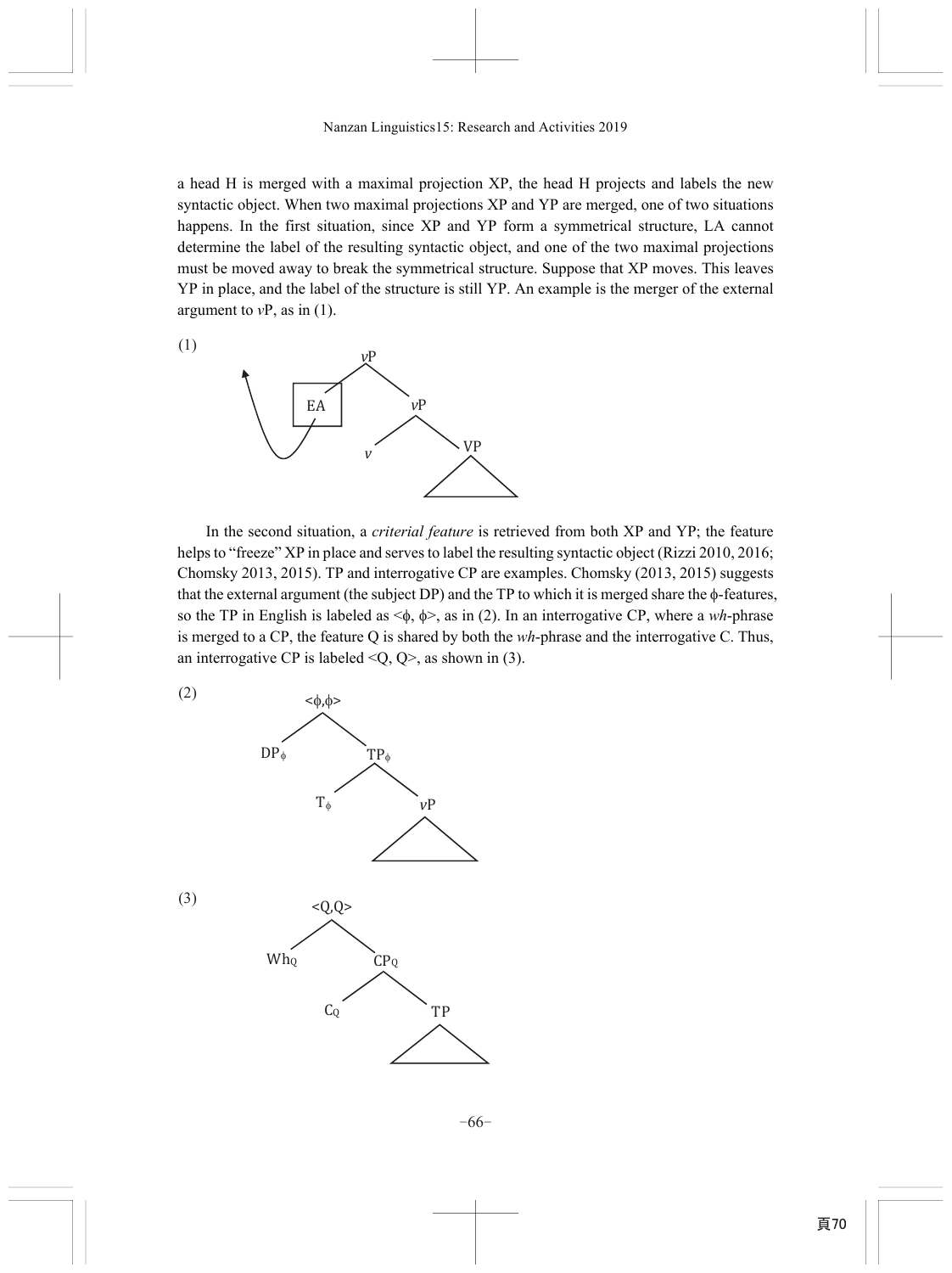a head H is merged with a maximal projection XP, the head H projects and labels the new syntactic object. When two maximal projections XP and YP are merged, one of two situations happens. In the first situation, since XP and YP form a symmetrical structure, LA cannot determine the label of the resulting syntactic object, and one of the two maximal projections must be moved away to break the symmetrical structure. Suppose that XP moves. This leaves YP in place, and the label of the structure is still YP. An example is the merger of the external argument to *v*P, as in (1).

(1)

```
        vP
       /  \
   [EA]    vP
          /  \
         v    VP
              /\
```

In the second situation, a *criterial feature* is retrieved from both XP and YP; the feature helps to "freeze" XP in place and serves to label the resulting syntactic object (Rizzi 2010, 2016; Chomsky 2013, 2015). TP and interrogative CP are examples. Chomsky (2013, 2015) suggests that the external argument (the subject DP) and the TP to which it is merged share the ϕ-features, so the TP in English is labeled as <ϕ, ϕ>, as in (2). In an interrogative CP, where a *wh*-phrase is merged to a CP, the feature Q is shared by both the *wh*-phrase and the interrogative C. Thus, an interrogative CP is labeled <Q, Q>, as shown in (3).

(2)

```
        <ϕ,ϕ>
       /     \
     DPϕ      TPϕ
             /   \
           Tϕ     vP
                  /\
```

(3)

```
        <Q,Q>
       /     \
     WhQ      CPQ
             /   \
           CQ     TP
                  /\
```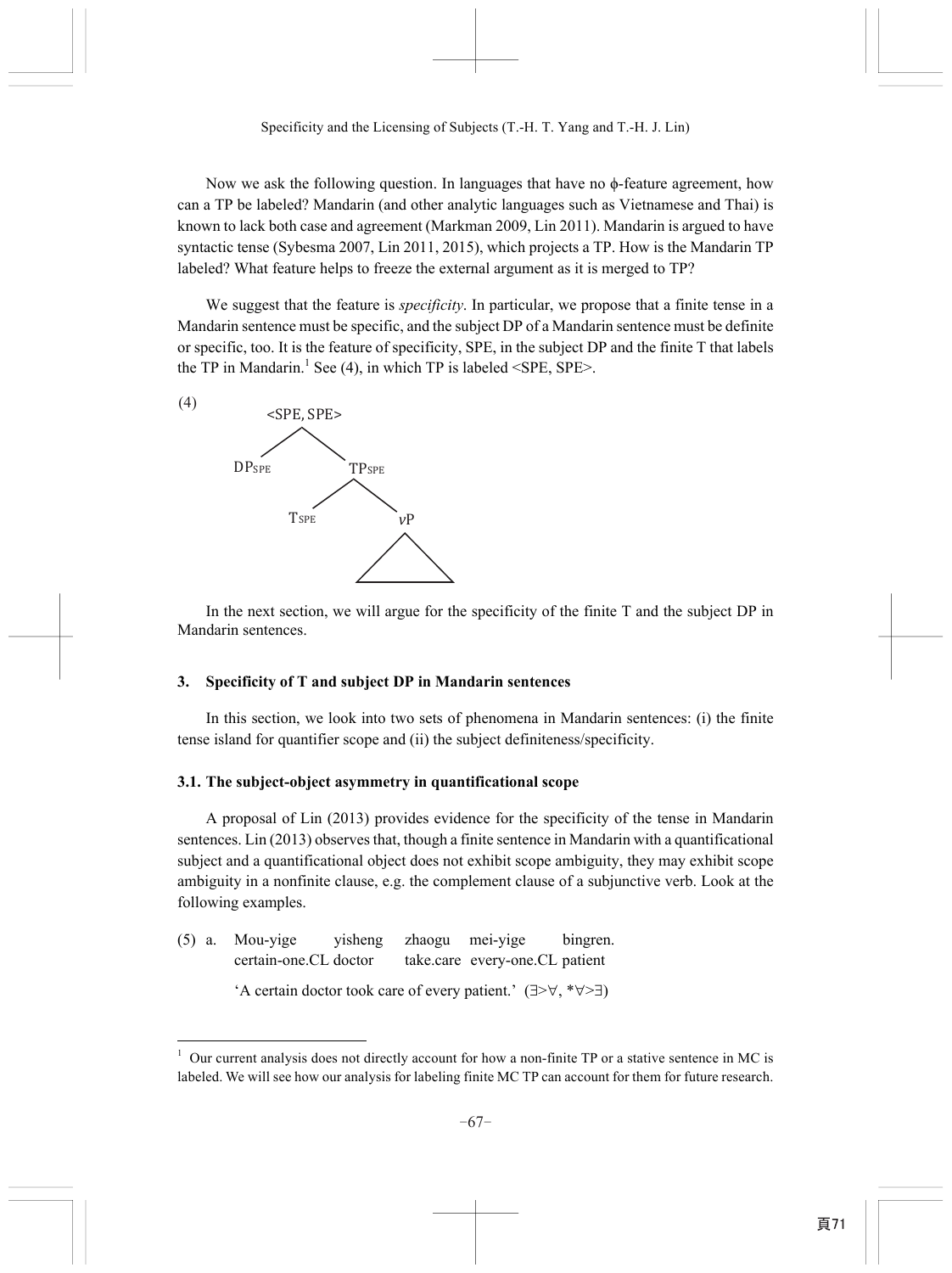Now we ask the following question. In languages that have no ϕ-feature agreement, how can a TP be labeled? Mandarin (and other analytic languages such as Vietnamese and Thai) is known to lack both case and agreement (Markman 2009, Lin 2011). Mandarin is argued to have syntactic tense (Sybesma 2007, Lin 2011, 2015), which projects a TP. How is the Mandarin TP labeled? What feature helps to freeze the external argument as it is merged to TP?

We suggest that the feature is *specificity*. In particular, we propose that a finite tense in a Mandarin sentence must be specific, and the subject DP of a Mandarin sentence must be definite or specific, too. It is the feature of specificity, SPE, in the subject DP and the finite T that labels the TP in Mandarin.[1] See (4), in which TP is labeled <SPE, SPE>.

(4)

```
           <SPE, SPE>
          /          \
     DP_SPE          TP_SPE
                    /      \
                T_SPE       vP
                            /\
```

In the next section, we will argue for the specificity of the finite T and the subject DP in Mandarin sentences.

## 3. Specificity of T and subject DP in Mandarin sentences

In this section, we look into two sets of phenomena in Mandarin sentences: (i) the finite tense island for quantifier scope and (ii) the subject definiteness/specificity.

### 3.1. The subject-object asymmetry in quantificational scope

A proposal of Lin (2013) provides evidence for the specificity of the tense in Mandarin sentences. Lin (2013) observes that, though a finite sentence in Mandarin with a quantificational subject and a quantificational object does not exhibit scope ambiguity, they may exhibit scope ambiguity in a nonfinite clause, e.g. the complement clause of a subjunctive verb. Look at the following examples.

(5) a. Mou-yige yisheng zhaogu mei-yige bingren.
certain-one.CL doctor take.care every-one.CL patient

'A certain doctor took care of every patient.' (∃>∀, *∀>∃)

---

[1] Our current analysis does not directly account for how a non-finite TP or a stative sentence in MC is labeled. We will see how our analysis for labeling finite MC TP can account for them for future research.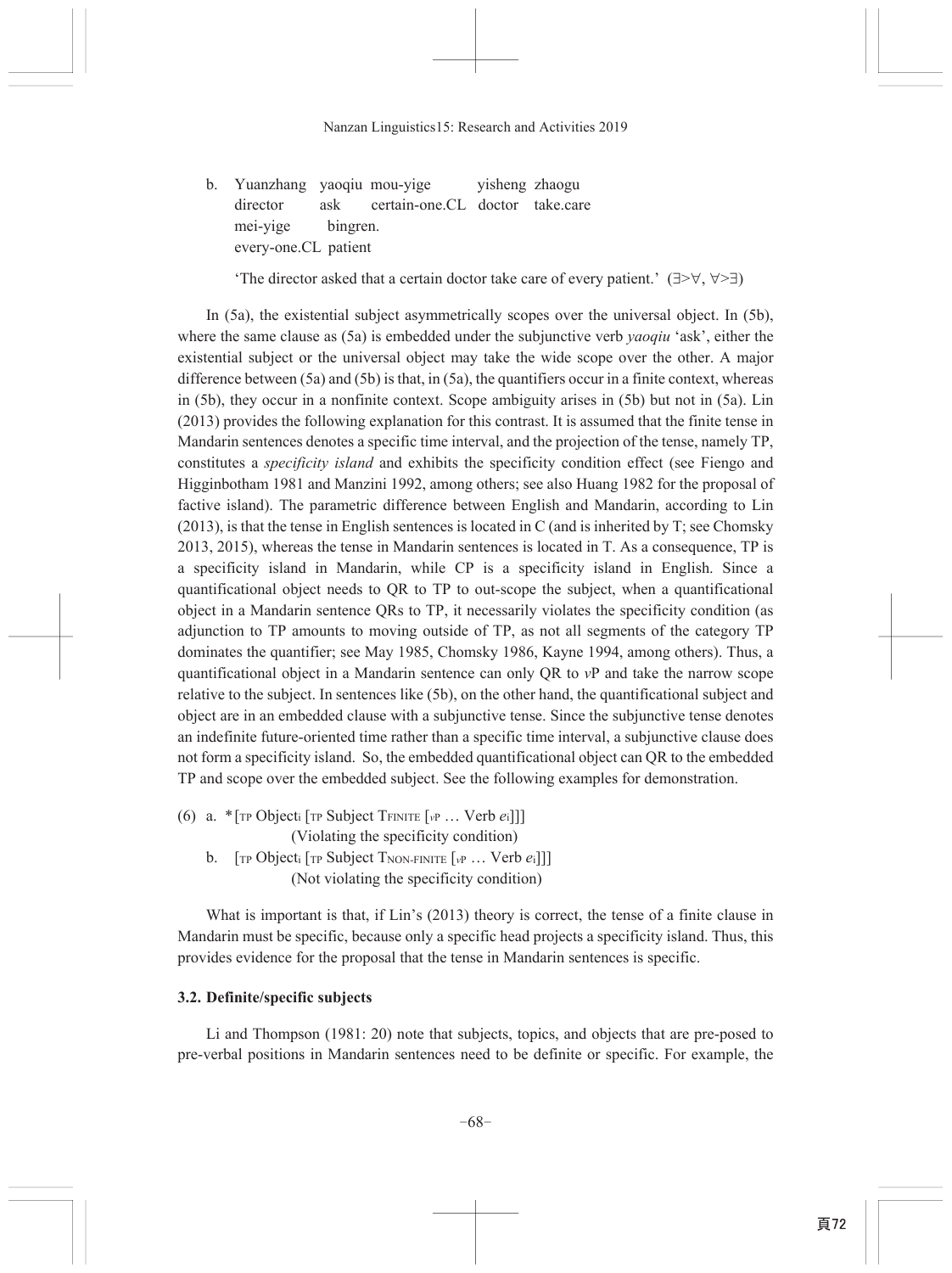b. Yuanzhang yaoqiu mou-yige yisheng zhaogu
   director ask certain-one.CL doctor take.care
   mei-yige bingren.
   every-one.CL patient

   'The director asked that a certain doctor take care of every patient.' (∃>∀, ∀>∃)

In (5a), the existential subject asymmetrically scopes over the universal object. In (5b), where the same clause as (5a) is embedded under the subjunctive verb *yaoqiu* 'ask', either the existential subject or the universal object may take the wide scope over the other. A major difference between (5a) and (5b) is that, in (5a), the quantifiers occur in a finite context, whereas in (5b), they occur in a nonfinite context. Scope ambiguity arises in (5b) but not in (5a). Lin (2013) provides the following explanation for this contrast. It is assumed that the finite tense in Mandarin sentences denotes a specific time interval, and the projection of the tense, namely TP, constitutes a *specificity island* and exhibits the specificity condition effect (see Fiengo and Higginbotham 1981 and Manzini 1992, among others; see also Huang 1982 for the proposal of factive island). The parametric difference between English and Mandarin, according to Lin (2013), is that the tense in English sentences is located in C (and is inherited by T; see Chomsky 2013, 2015), whereas the tense in Mandarin sentences is located in T. As a consequence, TP is a specificity island in Mandarin, while CP is a specificity island in English. Since a quantificational object needs to QR to TP to out-scope the subject, when a quantificational object in a Mandarin sentence QRs to TP, it necessarily violates the specificity condition (as adjunction to TP amounts to moving outside of TP, as not all segments of the category TP dominates the quantifier; see May 1985, Chomsky 1986, Kayne 1994, among others). Thus, a quantificational object in a Mandarin sentence can only QR to *v*P and take the narrow scope relative to the subject. In sentences like (5b), on the other hand, the quantificational subject and object are in an embedded clause with a subjunctive tense. Since the subjunctive tense denotes an indefinite future-oriented time rather than a specific time interval, a subjunctive clause does not form a specificity island. So, the embedded quantificational object can QR to the embedded TP and scope over the embedded subject. See the following examples for demonstration.

(6) a. *[$_{TP}$ Object$_i$ [$_{TP}$ Subject T$_{FINITE}$ [$_{vP}$ … Verb *e*$_i$]]]
   (Violating the specificity condition)

   b. [$_{TP}$ Object$_i$ [$_{TP}$ Subject T$_{NON\text{-}FINITE}$ [$_{vP}$ … Verb *e*$_i$]]]
   (Not violating the specificity condition)

What is important is that, if Lin's (2013) theory is correct, the tense of a finite clause in Mandarin must be specific, because only a specific head projects a specificity island. Thus, this provides evidence for the proposal that the tense in Mandarin sentences is specific.

### 3.2. Definite/specific subjects

Li and Thompson (1981: 20) note that subjects, topics, and objects that are pre-posed to pre-verbal positions in Mandarin sentences need to be definite or specific. For example, the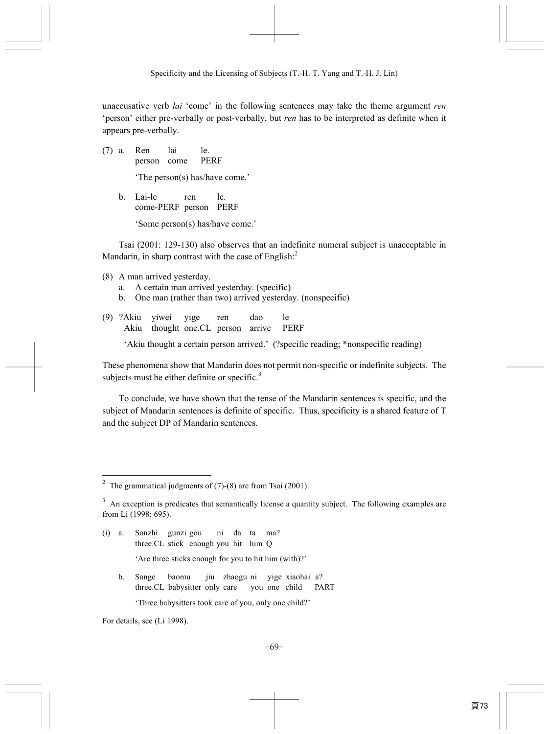unaccusative verb *lai* 'come' in the following sentences may take the theme argument *ren* 'person' either pre-verbally or post-verbally, but *ren* has to be interpreted as definite when it appears pre-verbally.

(7) a. Ren lai le.
   person come PERF

   'The person(s) has/have come.'

  b. Lai-le ren le.
   come-PERF person PERF

   'Some person(s) has/have come.'

Tsai (2001: 129-130) also observes that an indefinite numeral subject is unacceptable in Mandarin, in sharp contrast with the case of English:[2]

(8) A man arrived yesterday.
  a. A certain man arrived yesterday. (specific)
  b. One man (rather than two) arrived yesterday. (nonspecific)

(9) ?Akiu yiwei yige ren dao le
  Akiu thought one.CL person arrive PERF

  'Akiu thought a certain person arrived.' (?specific reading; *nonspecific reading)

These phenomena show that Mandarin does not permit non-specific or indefinite subjects. The subjects must be either definite or specific.[3]

To conclude, we have shown that the tense of the Mandarin sentences is specific, and the subject of Mandarin sentences is definite of specific. Thus, specificity is a shared feature of T and the subject DP of Mandarin sentences.

---

[2] The grammatical judgments of (7)-(8) are from Tsai (2001).

[3] An exception is predicates that semantically license a quantity subject. The following examples are from Li (1998: 695).

(i) a. Sanzhi gunzi gou ni da ta ma?
   three.CL stick enough you hit him Q

   'Are three sticks enough for you to hit him (with)?'

  b. Sange baomu jiu zhaogu ni yige xiaohai a?
   three.CL babysitter only care you one child PART

   'Three babysitters took care of you, only one child?'

For details, see (Li 1998).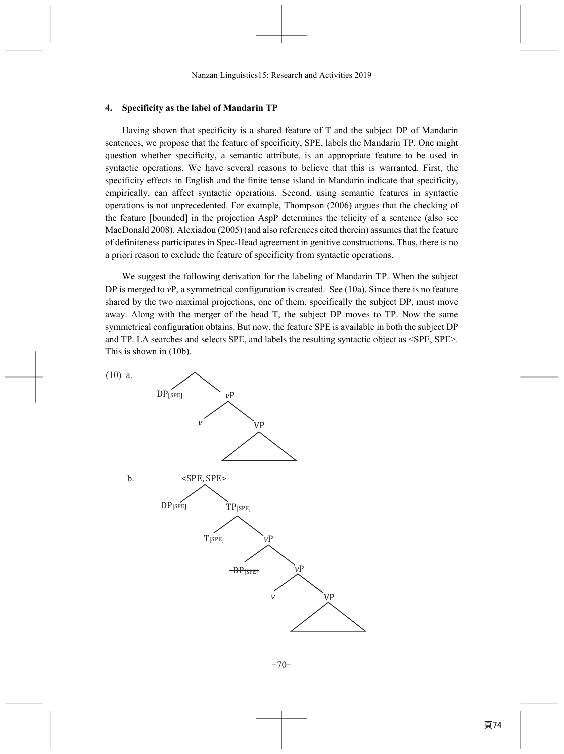## 4. Specificity as the label of Mandarin TP

Having shown that specificity is a shared feature of T and the subject DP of Mandarin sentences, we propose that the feature of specificity, SPE, labels the Mandarin TP. One might question whether specificity, a semantic attribute, is an appropriate feature to be used in syntactic operations. We have several reasons to believe that this is warranted. First, the specificity effects in English and the finite tense island in Mandarin indicate that specificity, empirically, can affect syntactic operations. Second, using semantic features in syntactic operations is not unprecedented. For example, Thompson (2006) argues that the checking of the feature [bounded] in the projection AspP determines the telicity of a sentence (also see MacDonald 2008). Alexiadou (2005) (and also references cited therein) assumes that the feature of definiteness participates in Spec-Head agreement in genitive constructions. Thus, there is no a priori reason to exclude the feature of specificity from syntactic operations.

We suggest the following derivation for the labeling of Mandarin TP. When the subject DP is merged to *v*P, a symmetrical configuration is created. See (10a). Since there is no feature shared by the two maximal projections, one of them, specifically the subject DP, must move away. Along with the merger of the head T, the subject DP moves to TP. Now the same symmetrical configuration obtains. But now, the feature SPE is available in both the subject DP and TP. LA searches and selects SPE, and labels the resulting syntactic object as <SPE, SPE>. This is shown in (10b).

(10) a. [ $DP_{[SPE]}$ [$_{vP}$ $v$ VP ] ]

b. [$_{\langle SPE, SPE\rangle}$ $DP_{[SPE]}$ [$_{TP[SPE]}$ $T_{[SPE]}$ [$_{vP}$ ~~$DP_{[SPE]}$~~ [$_{vP}$ $v$ VP ] ] ] ]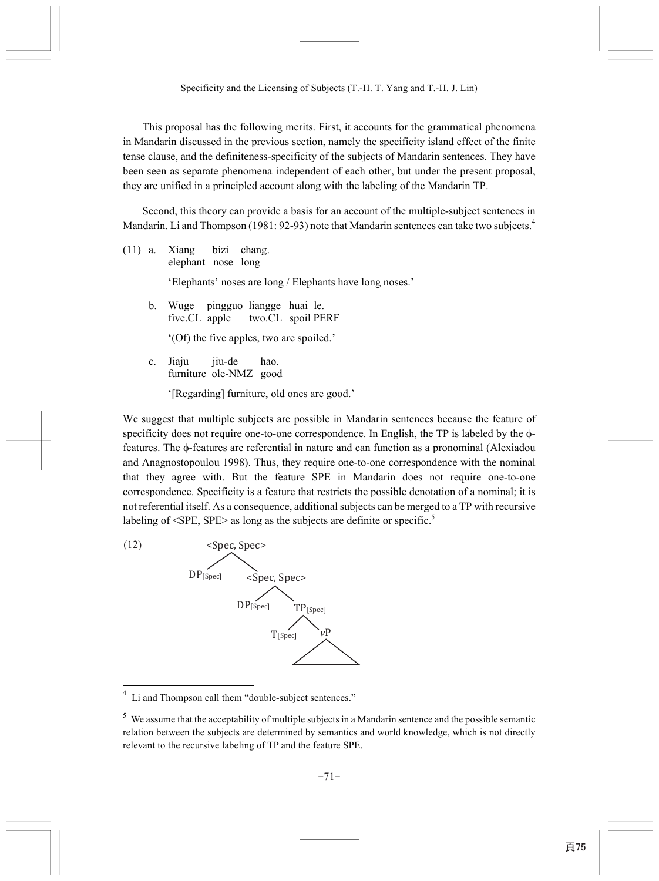This proposal has the following merits. First, it accounts for the grammatical phenomena in Mandarin discussed in the previous section, namely the specificity island effect of the finite tense clause, and the definiteness-specificity of the subjects of Mandarin sentences. They have been seen as separate phenomena independent of each other, but under the present proposal, they are unified in a principled account along with the labeling of the Mandarin TP.

Second, this theory can provide a basis for an account of the multiple-subject sentences in Mandarin. Li and Thompson (1981: 92-93) note that Mandarin sentences can take two subjects.[4]

(11) a. Xiang bizi chang.
elephant nose long

'Elephants' noses are long / Elephants have long noses.'

b. Wuge pingguo liangge huai le.
five.CL apple two.CL spoil PERF

'(Of) the five apples, two are spoiled.'

c. Jiaju jiu-de hao.
furniture ole-NMZ good

'[Regarding] furniture, old ones are good.'

We suggest that multiple subjects are possible in Mandarin sentences because the feature of specificity does not require one-to-one correspondence. In English, the TP is labeled by the ϕ-features. The ϕ-features are referential in nature and can function as a pronominal (Alexiadou and Anagnostopoulou 1998). Thus, they require one-to-one correspondence with the nominal that they agree with. But the feature SPE in Mandarin does not require one-to-one correspondence. Specificity is a feature that restricts the possible denotation of a nominal; it is not referential itself. As a consequence, additional subjects can be merged to a TP with recursive labeling of <SPE, SPE> as long as the subjects are definite or specific.[5]

(12)

<Spec, Spec>

DP[Spec] <Spec, Spec>

DP[Spec] TP[Spec]

T[Spec] vP

---

[4] Li and Thompson call them "double-subject sentences."

[5] We assume that the acceptability of multiple subjects in a Mandarin sentence and the possible semantic relation between the subjects are determined by semantics and world knowledge, which is not directly relevant to the recursive labeling of TP and the feature SPE.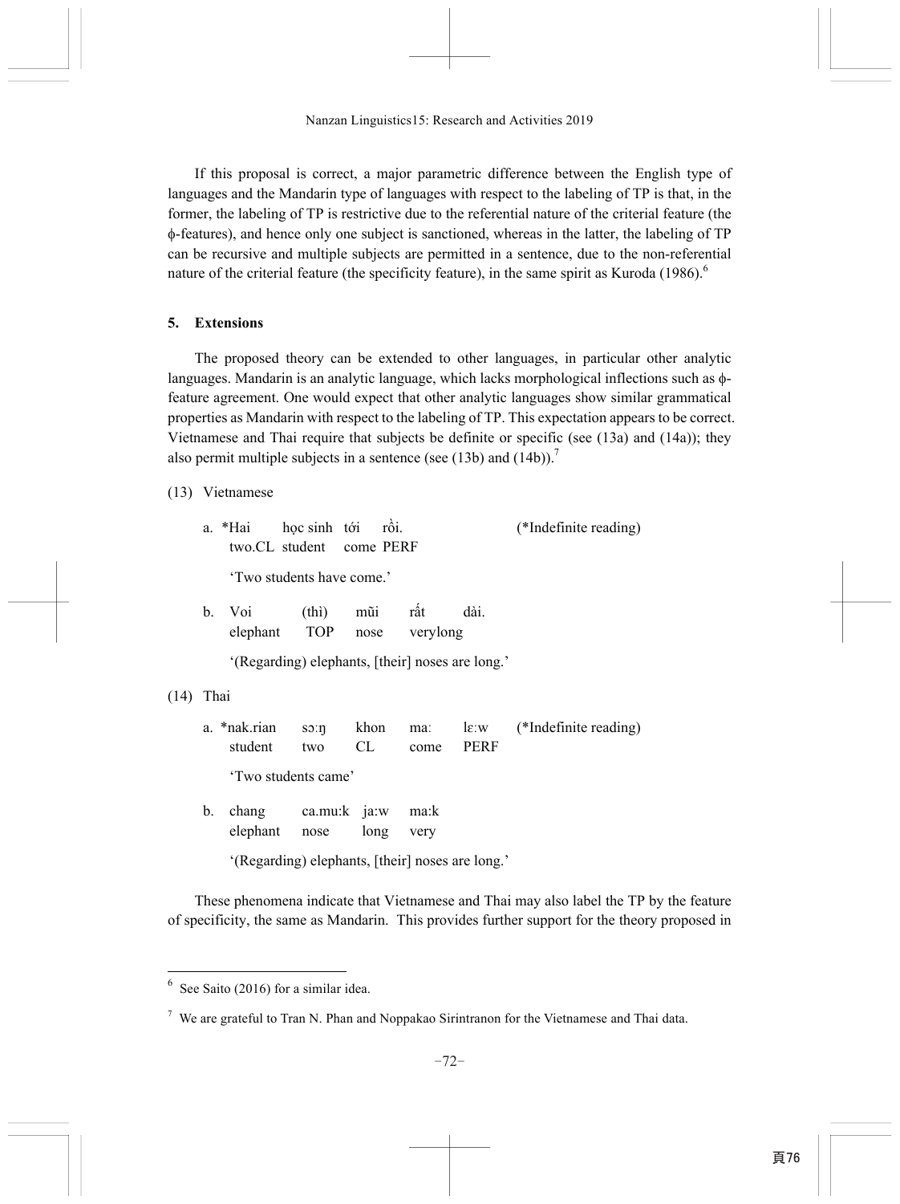If this proposal is correct, a major parametric difference between the English type of languages and the Mandarin type of languages with respect to the labeling of TP is that, in the former, the labeling of TP is restrictive due to the referential nature of the criterial feature (the ϕ-features), and hence only one subject is sanctioned, whereas in the latter, the labeling of TP can be recursive and multiple subjects are permitted in a sentence, due to the non-referential nature of the criterial feature (the specificity feature), in the same spirit as Kuroda (1986).[6]

## 5. Extensions

The proposed theory can be extended to other languages, in particular other analytic languages. Mandarin is an analytic language, which lacks morphological inflections such as ϕ-feature agreement. One would expect that other analytic languages show similar grammatical properties as Mandarin with respect to the labeling of TP. This expectation appears to be correct. Vietnamese and Thai require that subjects be definite or specific (see (13a) and (14a)); they also permit multiple subjects in a sentence (see (13b) and (14b)).[7]

(13) Vietnamese

a. *Hai học sinh tới rồi. (*Indefinite reading)
   two.CL student come PERF

   'Two students have come.'

b. Voi (thì) mũi rất dài.
   elephant TOP nose verylong

   '(Regarding) elephants, [their] noses are long.'

(14) Thai

a. *nak.rian sɔːŋ khon maː lɛːw (*Indefinite reading)
   student two CL come PERF

   'Two students came'

b. chang ca.mu:k ja:w ma:k
   elephant nose long very

   '(Regarding) elephants, [their] noses are long.'

These phenomena indicate that Vietnamese and Thai may also label the TP by the feature of specificity, the same as Mandarin. This provides further support for the theory proposed in

---

[6] See Saito (2016) for a similar idea.

[7] We are grateful to Tran N. Phan and Noppakao Sirintranon for the Vietnamese and Thai data.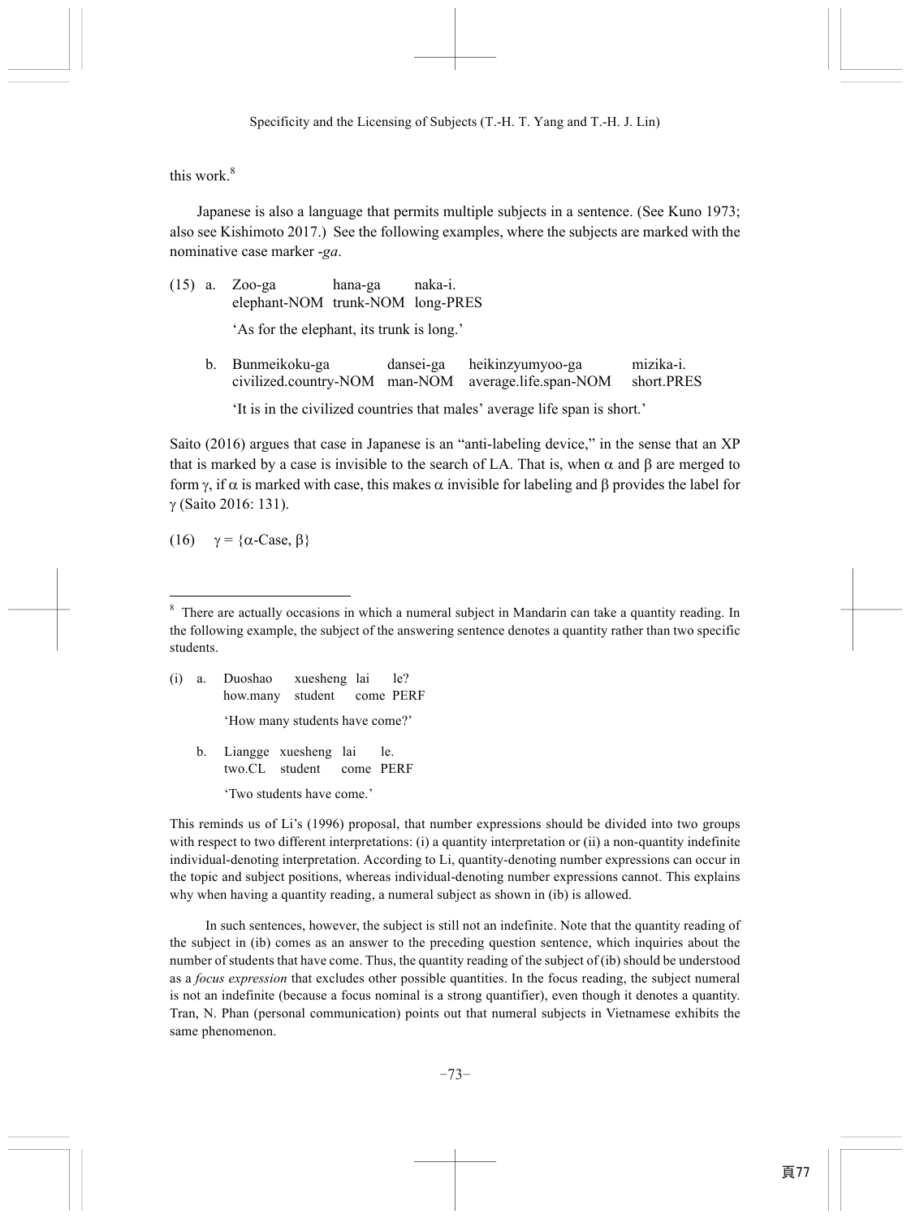this work.[8]

Japanese is also a language that permits multiple subjects in a sentence. (See Kuno 1973; also see Kishimoto 2017.) See the following examples, where the subjects are marked with the nominative case marker *-ga*.

(15) a. Zoo-ga hana-ga naka-i.
elephant-NOM trunk-NOM long-PRES
'As for the elephant, its trunk is long.'

b. Bunmeikoku-ga dansei-ga heikinzyumyoo-ga mizika-i.
civilized.country-NOM man-NOM average.life.span-NOM short.PRES
'It is in the civilized countries that males' average life span is short.'

Saito (2016) argues that case in Japanese is an "anti-labeling device," in the sense that an XP that is marked by a case is invisible to the search of LA. That is, when $\alpha$ and $\beta$ are merged to form $\gamma$, if $\alpha$ is marked with case, this makes $\alpha$ invisible for labeling and $\beta$ provides the label for $\gamma$ (Saito 2016: 131).

(16) $\gamma = \{\alpha\text{-Case}, \beta\}$

---

[8] There are actually occasions in which a numeral subject in Mandarin can take a quantity reading. In the following example, the subject of the answering sentence denotes a quantity rather than two specific students.

(i) a. Duoshao xuesheng lai le?
how.many student come PERF
'How many students have come?'

b. Liangge xuesheng lai le.
two.CL student come PERF
'Two students have come.'

This reminds us of Li's (1996) proposal, that number expressions should be divided into two groups with respect to two different interpretations: (i) a quantity interpretation or (ii) a non-quantity indefinite individual-denoting interpretation. According to Li, quantity-denoting number expressions can occur in the topic and subject positions, whereas individual-denoting number expressions cannot. This explains why when having a quantity reading, a numeral subject as shown in (ib) is allowed.

In such sentences, however, the subject is still not an indefinite. Note that the quantity reading of the subject in (ib) comes as an answer to the preceding question sentence, which inquiries about the number of students that have come. Thus, the quantity reading of the subject of (ib) should be understood as a *focus expression* that excludes other possible quantities. In the focus reading, the subject numeral is not an indefinite (because a focus nominal is a strong quantifier), even though it denotes a quantity. Tran, N. Phan (personal communication) points out that numeral subjects in Vietnamese exhibits the same phenomenon.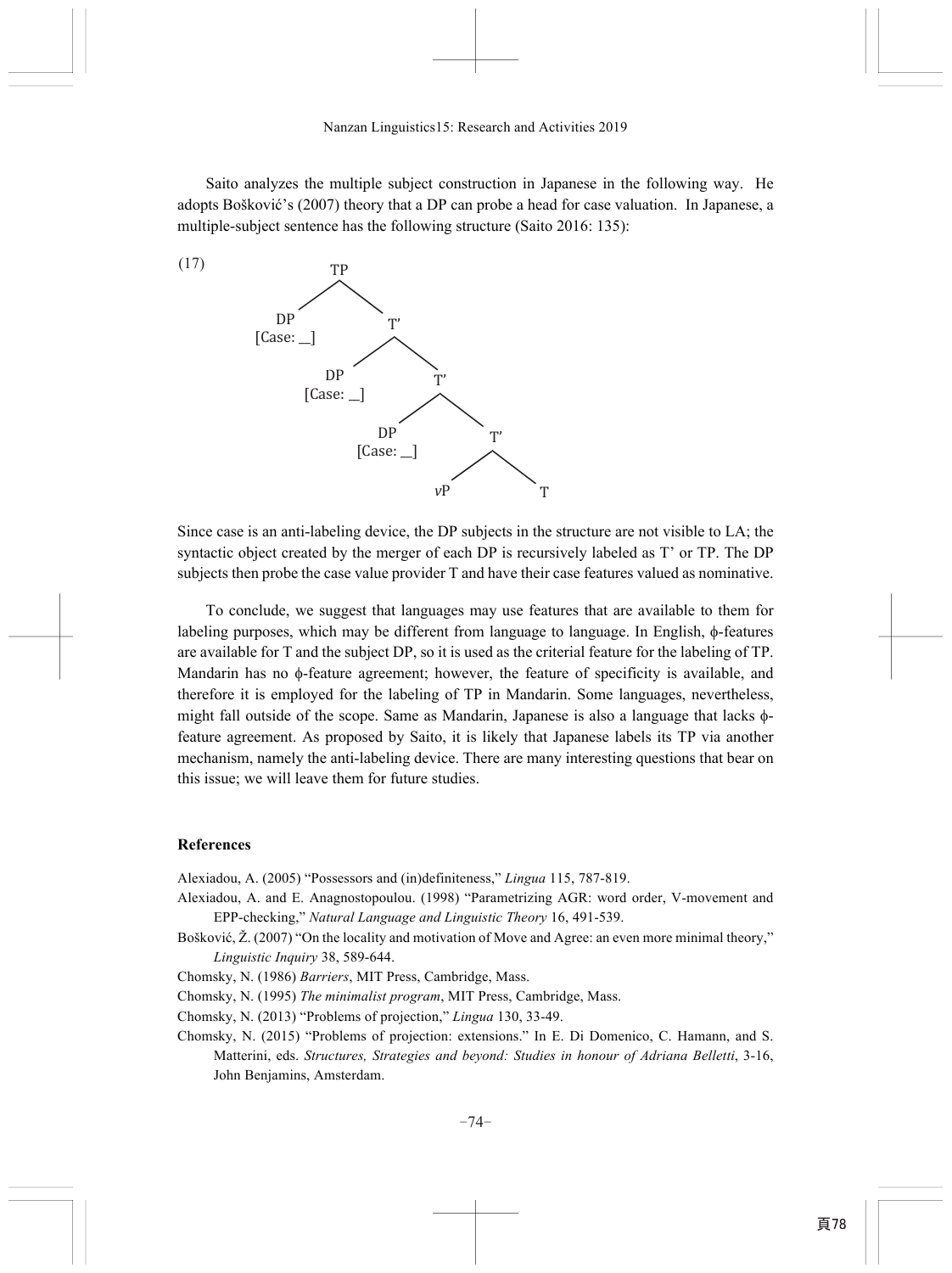Saito analyzes the multiple subject construction in Japanese in the following way. He adopts Bošković's (2007) theory that a DP can probe a head for case valuation. In Japanese, a multiple-subject sentence has the following structure (Saito 2016: 135):

(17)

```
TP
├── DP [Case: __]
└── T'
    ├── DP [Case: __]
    └── T'
        ├── DP [Case: __]
        └── T'
            ├── vP
            └── T
```

Since case is an anti-labeling device, the DP subjects in the structure are not visible to LA; the syntactic object created by the merger of each DP is recursively labeled as T' or TP. The DP subjects then probe the case value provider T and have their case features valued as nominative.

To conclude, we suggest that languages may use features that are available to them for labeling purposes, which may be different from language to language. In English, ϕ-features are available for T and the subject DP, so it is used as the criterial feature for the labeling of TP. Mandarin has no ϕ-feature agreement; however, the feature of specificity is available, and therefore it is employed for the labeling of TP in Mandarin. Some languages, nevertheless, might fall outside of the scope. Same as Mandarin, Japanese is also a language that lacks ϕ-feature agreement. As proposed by Saito, it is likely that Japanese labels its TP via another mechanism, namely the anti-labeling device. There are many interesting questions that bear on this issue; we will leave them for future studies.

## References

Alexiadou, A. (2005) "Possessors and (in)definiteness," *Lingua* 115, 787-819.

Alexiadou, A. and E. Anagnostopoulou. (1998) "Parametrizing AGR: word order, V-movement and EPP-checking," *Natural Language and Linguistic Theory* 16, 491-539.

Bošković, Ž. (2007) "On the locality and motivation of Move and Agree: an even more minimal theory," *Linguistic Inquiry* 38, 589-644.

Chomsky, N. (1986) *Barriers*, MIT Press, Cambridge, Mass.

Chomsky, N. (1995) *The minimalist program*, MIT Press, Cambridge, Mass.

Chomsky, N. (2013) "Problems of projection," *Lingua* 130, 33-49.

Chomsky, N. (2015) "Problems of projection: extensions." In E. Di Domenico, C. Hamann, and S. Matterini, eds. *Structures, Strategies and beyond: Studies in honour of Adriana Belletti*, 3-16, John Benjamins, Amsterdam.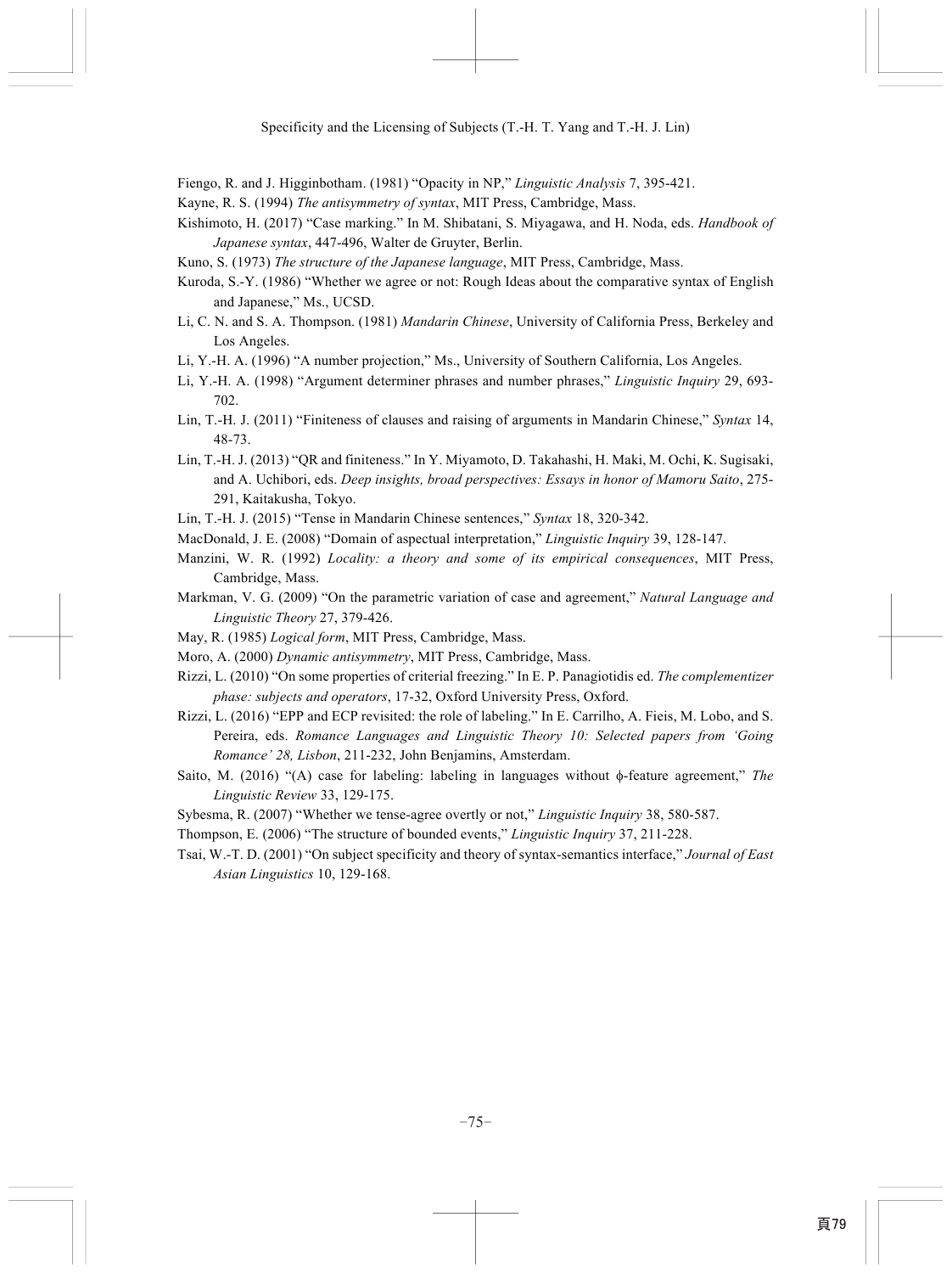Fiengo, R. and J. Higginbotham. (1981) “Opacity in NP,” *Linguistic Analysis* 7, 395-421.

Kayne, R. S. (1994) *The antisymmetry of syntax*, MIT Press, Cambridge, Mass.

Kishimoto, H. (2017) “Case marking.” In M. Shibatani, S. Miyagawa, and H. Noda, eds. *Handbook of Japanese syntax*, 447-496, Walter de Gruyter, Berlin.

Kuno, S. (1973) *The structure of the Japanese language*, MIT Press, Cambridge, Mass.

Kuroda, S.-Y. (1986) “Whether we agree or not: Rough Ideas about the comparative syntax of English and Japanese,” Ms., UCSD.

Li, C. N. and S. A. Thompson. (1981) *Mandarin Chinese*, University of California Press, Berkeley and Los Angeles.

Li, Y.-H. A. (1996) “A number projection,” Ms., University of Southern California, Los Angeles.

Li, Y.-H. A. (1998) “Argument determiner phrases and number phrases,” *Linguistic Inquiry* 29, 693-702.

Lin, T.-H. J. (2011) “Finiteness of clauses and raising of arguments in Mandarin Chinese,” *Syntax* 14, 48-73.

Lin, T.-H. J. (2013) “QR and finiteness.” In Y. Miyamoto, D. Takahashi, H. Maki, M. Ochi, K. Sugisaki, and A. Uchibori, eds. *Deep insights, broad perspectives: Essays in honor of Mamoru Saito*, 275-291, Kaitakusha, Tokyo.

Lin, T.-H. J. (2015) “Tense in Mandarin Chinese sentences,” *Syntax* 18, 320-342.

MacDonald, J. E. (2008) “Domain of aspectual interpretation,” *Linguistic Inquiry* 39, 128-147.

Manzini, W. R. (1992) *Locality: a theory and some of its empirical consequences*, MIT Press, Cambridge, Mass.

Markman, V. G. (2009) “On the parametric variation of case and agreement,” *Natural Language and Linguistic Theory* 27, 379-426.

May, R. (1985) *Logical form*, MIT Press, Cambridge, Mass.

Moro, A. (2000) *Dynamic antisymmetry*, MIT Press, Cambridge, Mass.

Rizzi, L. (2010) “On some properties of criterial freezing.” In E. P. Panagiotidis ed. *The complementizer phase: subjects and operators*, 17-32, Oxford University Press, Oxford.

Rizzi, L. (2016) “EPP and ECP revisited: the role of labeling.” In E. Carrilho, A. Fieis, M. Lobo, and S. Pereira, eds. *Romance Languages and Linguistic Theory 10: Selected papers from ‘Going Romance’ 28, Lisbon*, 211-232, John Benjamins, Amsterdam.

Saito, M. (2016) “(A) case for labeling: labeling in languages without ϕ-feature agreement,” *The Linguistic Review* 33, 129-175.

Sybesma, R. (2007) “Whether we tense-agree overtly or not,” *Linguistic Inquiry* 38, 580-587.

Thompson, E. (2006) “The structure of bounded events,” *Linguistic Inquiry* 37, 211-228.

Tsai, W.-T. D. (2001) “On subject specificity and theory of syntax-semantics interface,” *Journal of East Asian Linguistics* 10, 129-168.